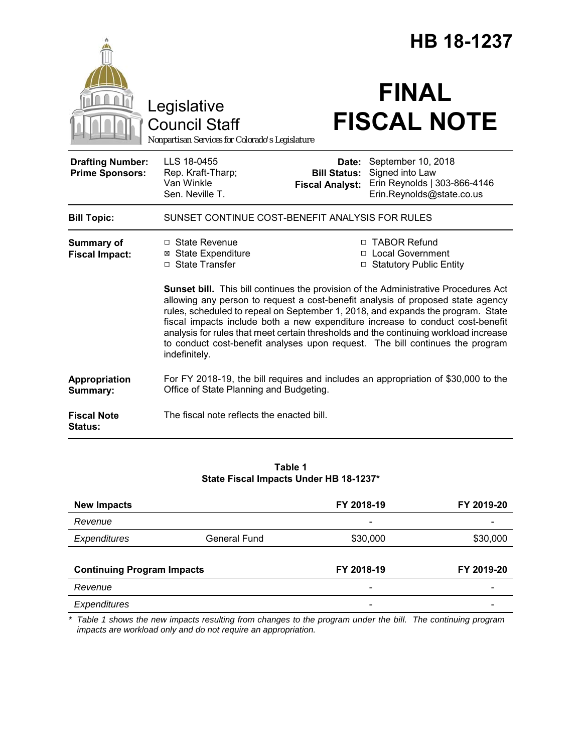# HB 18-1237

Legislative Council Staff

*Nonpartisan Services for Colorado's Legislature*

# FINAL FISCAL NOTE

| | | | |
|---|---|---|---|
| **Drafting Number:** | LLS 18-0455 | **Date:** | September 10, 2018 |
| **Prime Sponsors:** | Rep. Kraft-Tharp; Van Winkle<br>Sen. Neville T. | **Bill Status:** | Signed into Law |
| | | **Fiscal Analyst:** | Erin Reynolds \| 303-866-4146<br>Erin.Reynolds@state.co.us |

| | |
|---|---|
| **Bill Topic:** | SUNSET CONTINUE COST-BENEFIT ANALYSIS FOR RULES |
| **Summary of Fiscal Impact:** | ☐ State Revenue<br>☒ State Expenditure<br>☐ State Transfer<br>☐ TABOR Refund<br>☐ Local Government<br>☐ Statutory Public Entity<br><br>**Sunset bill.** This bill continues the provision of the Administrative Procedures Act allowing any person to request a cost-benefit analysis of proposed state agency rules, scheduled to repeal on September 1, 2018, and expands the program. State fiscal impacts include both a new expenditure increase to conduct cost-benefit analysis for rules that meet certain thresholds and the continuing workload increase to conduct cost-benefit analyses upon request. The bill continues the program indefinitely. |
| **Appropriation Summary:** | For FY 2018-19, the bill requires and includes an appropriation of $30,000 to the Office of State Planning and Budgeting. |
| **Fiscal Note Status:** | The fiscal note reflects the enacted bill. |

**Table 1**
**State Fiscal Impacts Under HB 18-1237***

| **New Impacts** | | **FY 2018-19** | **FY 2019-20** |
|---|---|---|---|
| *Revenue* | | - | - |
| *Expenditures* | General Fund | $30,000 | $30,000 |
| **Continuing Program Impacts** | | **FY 2018-19** | **FY 2019-20** |
| *Revenue* | | - | - |
| *Expenditures* | | - | - |

*\* Table 1 shows the new impacts resulting from changes to the program under the bill. The continuing program impacts are workload only and do not require an appropriation.*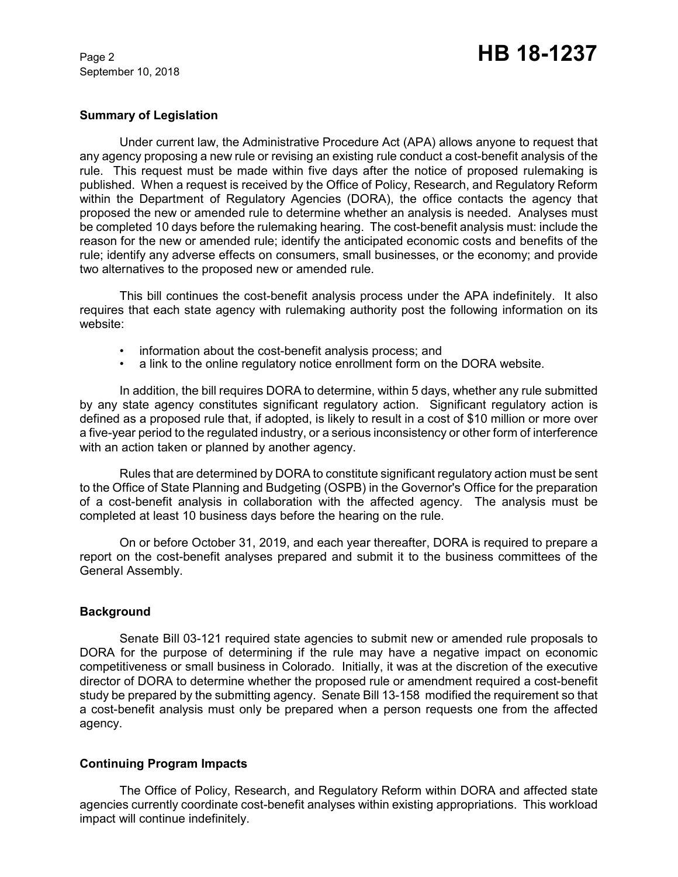## Summary of Legislation

Under current law, the Administrative Procedure Act (APA) allows anyone to request that any agency proposing a new rule or revising an existing rule conduct a cost-benefit analysis of the rule. This request must be made within five days after the notice of proposed rulemaking is published. When a request is received by the Office of Policy, Research, and Regulatory Reform within the Department of Regulatory Agencies (DORA), the office contacts the agency that proposed the new or amended rule to determine whether an analysis is needed. Analyses must be completed 10 days before the rulemaking hearing. The cost-benefit analysis must: include the reason for the new or amended rule; identify the anticipated economic costs and benefits of the rule; identify any adverse effects on consumers, small businesses, or the economy; and provide two alternatives to the proposed new or amended rule.

This bill continues the cost-benefit analysis process under the APA indefinitely. It also requires that each state agency with rulemaking authority post the following information on its website:

- information about the cost-benefit analysis process; and
- a link to the online regulatory notice enrollment form on the DORA website.

In addition, the bill requires DORA to determine, within 5 days, whether any rule submitted by any state agency constitutes significant regulatory action. Significant regulatory action is defined as a proposed rule that, if adopted, is likely to result in a cost of $10 million or more over a five-year period to the regulated industry, or a serious inconsistency or other form of interference with an action taken or planned by another agency.

Rules that are determined by DORA to constitute significant regulatory action must be sent to the Office of State Planning and Budgeting (OSPB) in the Governor's Office for the preparation of a cost-benefit analysis in collaboration with the affected agency. The analysis must be completed at least 10 business days before the hearing on the rule.

On or before October 31, 2019, and each year thereafter, DORA is required to prepare a report on the cost-benefit analyses prepared and submit it to the business committees of the General Assembly.

## Background

Senate Bill 03-121 required state agencies to submit new or amended rule proposals to DORA for the purpose of determining if the rule may have a negative impact on economic competitiveness or small business in Colorado. Initially, it was at the discretion of the executive director of DORA to determine whether the proposed rule or amendment required a cost-benefit study be prepared by the submitting agency. Senate Bill 13-158 modified the requirement so that a cost-benefit analysis must only be prepared when a person requests one from the affected agency.

## Continuing Program Impacts

The Office of Policy, Research, and Regulatory Reform within DORA and affected state agencies currently coordinate cost-benefit analyses within existing appropriations. This workload impact will continue indefinitely.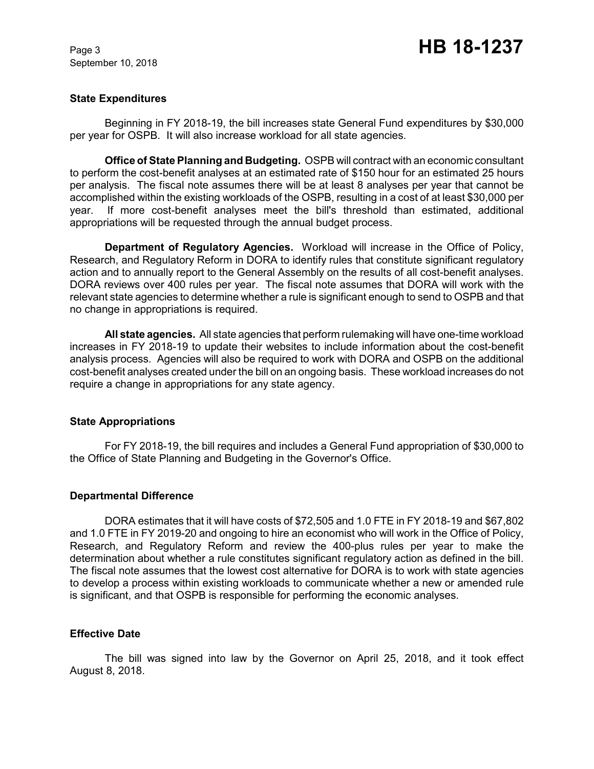## State Expenditures

Beginning in FY 2018-19, the bill increases state General Fund expenditures by $30,000 per year for OSPB. It will also increase workload for all state agencies.

**Office of State Planning and Budgeting.** OSPB will contract with an economic consultant to perform the cost-benefit analyses at an estimated rate of $150 hour for an estimated 25 hours per analysis. The fiscal note assumes there will be at least 8 analyses per year that cannot be accomplished within the existing workloads of the OSPB, resulting in a cost of at least $30,000 per year. If more cost-benefit analyses meet the bill's threshold than estimated, additional appropriations will be requested through the annual budget process.

**Department of Regulatory Agencies.** Workload will increase in the Office of Policy, Research, and Regulatory Reform in DORA to identify rules that constitute significant regulatory action and to annually report to the General Assembly on the results of all cost-benefit analyses. DORA reviews over 400 rules per year. The fiscal note assumes that DORA will work with the relevant state agencies to determine whether a rule is significant enough to send to OSPB and that no change in appropriations is required.

**All state agencies.** All state agencies that perform rulemaking will have one-time workload increases in FY 2018-19 to update their websites to include information about the cost-benefit analysis process. Agencies will also be required to work with DORA and OSPB on the additional cost-benefit analyses created under the bill on an ongoing basis. These workload increases do not require a change in appropriations for any state agency.

## State Appropriations

For FY 2018-19, the bill requires and includes a General Fund appropriation of $30,000 to the Office of State Planning and Budgeting in the Governor's Office.

## Departmental Difference

DORA estimates that it will have costs of $72,505 and 1.0 FTE in FY 2018-19 and $67,802 and 1.0 FTE in FY 2019-20 and ongoing to hire an economist who will work in the Office of Policy, Research, and Regulatory Reform and review the 400-plus rules per year to make the determination about whether a rule constitutes significant regulatory action as defined in the bill. The fiscal note assumes that the lowest cost alternative for DORA is to work with state agencies to develop a process within existing workloads to communicate whether a new or amended rule is significant, and that OSPB is responsible for performing the economic analyses.

## Effective Date

The bill was signed into law by the Governor on April 25, 2018, and it took effect August 8, 2018.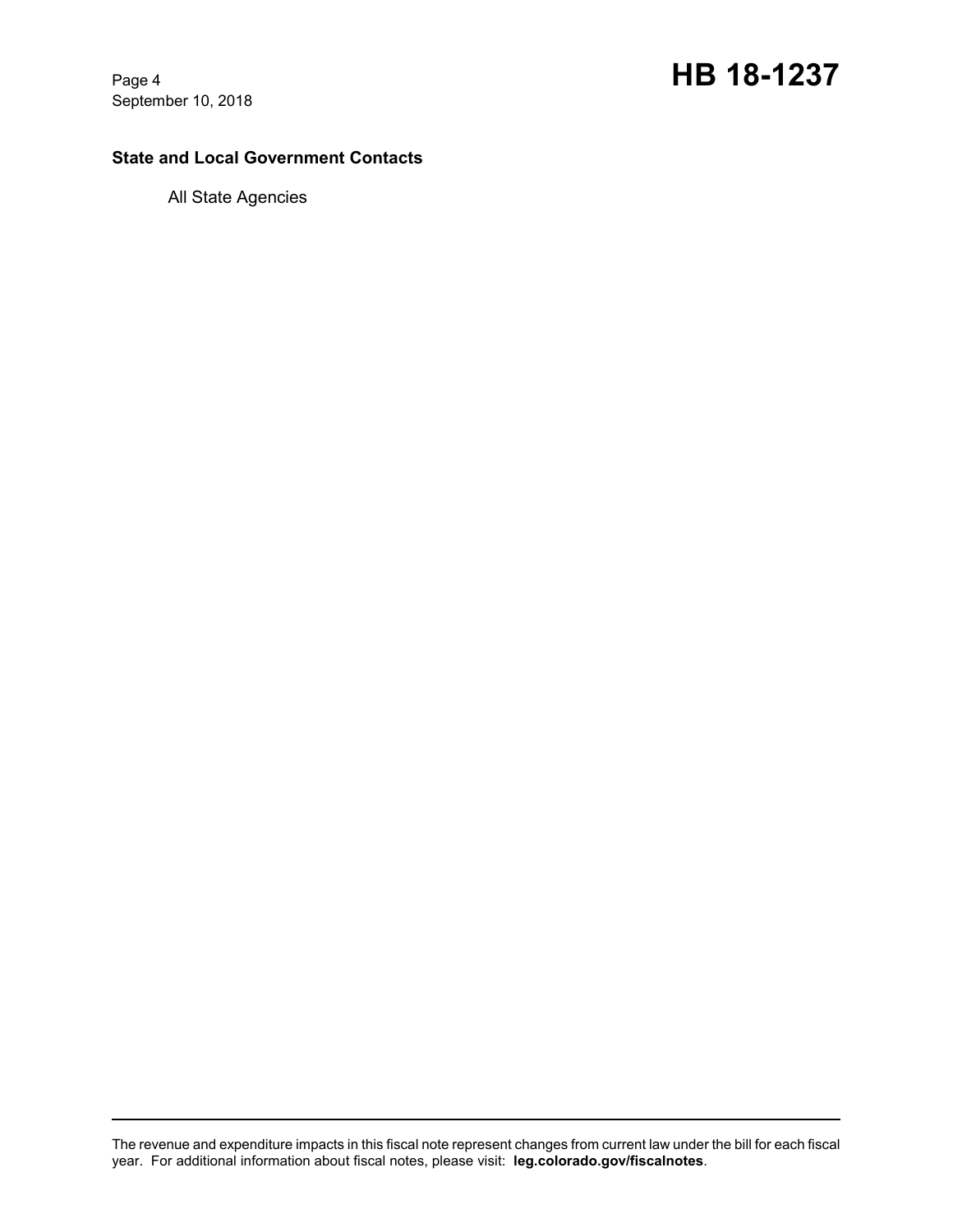### State and Local Government Contacts

All State Agencies

The revenue and expenditure impacts in this fiscal note represent changes from current law under the bill for each fiscal year. For additional information about fiscal notes, please visit: **leg.colorado.gov/fiscalnotes**.